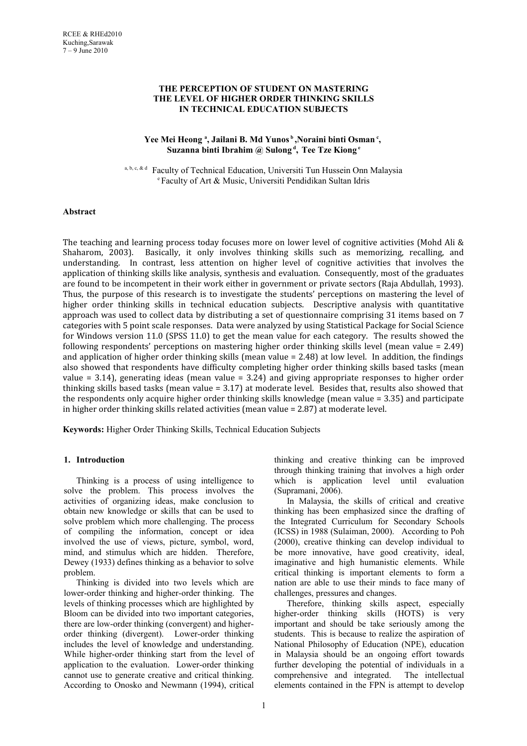RCEE & RHEd2010
Kuching,Sarawak
7 – 9 June 2010

# THE PERCEPTION OF STUDENT ON MASTERING THE LEVEL OF HIGHER ORDER THINKING SKILLS IN TECHNICAL EDUCATION SUBJECTS

**Yee Mei Heong [a], Jailani B. Md Yunos [b], Noraini binti Osman [c], Suzanna binti Ibrahim @ Sulong [d], Tee Tze Kiong [e]**

[a, b, c, & d] Faculty of Technical Education, Universiti Tun Hussein Onn Malaysia
[e] Faculty of Art & Music, Universiti Pendidikan Sultan Idris

**Abstract**

The teaching and learning process today focuses more on lower level of cognitive activities (Mohd Ali & Shaharom, 2003). Basically, it only involves thinking skills such as memorizing, recalling, and understanding. In contrast, less attention on higher level of cognitive activities that involves the application of thinking skills like analysis, synthesis and evaluation. Consequently, most of the graduates are found to be incompetent in their work either in government or private sectors (Raja Abdullah, 1993). Thus, the purpose of this research is to investigate the students' perceptions on mastering the level of higher order thinking skills in technical education subjects. Descriptive analysis with quantitative approach was used to collect data by distributing a set of questionnaire comprising 31 items based on 7 categories with 5 point scale responses. Data were analyzed by using Statistical Package for Social Science for Windows version 11.0 (SPSS 11.0) to get the mean value for each category. The results showed the following respondents' perceptions on mastering higher order thinking skills level (mean value = 2.49) and application of higher order thinking skills (mean value = 2.48) at low level. In addition, the findings also showed that respondents have difficulty completing higher order thinking skills based tasks (mean value = 3.14), generating ideas (mean value = 3.24) and giving appropriate responses to higher order thinking skills based tasks (mean value = 3.17) at moderate level. Besides that, results also showed that the respondents only acquire higher order thinking skills knowledge (mean value = 3.35) and participate in higher order thinking skills related activities (mean value = 2.87) at moderate level.

**Keywords:** Higher Order Thinking Skills, Technical Education Subjects

## 1. Introduction

Thinking is a process of using intelligence to solve the problem. This process involves the activities of organizing ideas, make conclusion to obtain new knowledge or skills that can be used to solve problem which more challenging. The process of compiling the information, concept or idea involved the use of views, picture, symbol, word, mind, and stimulus which are hidden. Therefore, Dewey (1933) defines thinking as a behavior to solve problem.

Thinking is divided into two levels which are lower-order thinking and higher-order thinking. The levels of thinking processes which are highlighted by Bloom can be divided into two important categories, there are low-order thinking (convergent) and higher-order thinking (divergent). Lower-order thinking includes the level of knowledge and understanding. While higher-order thinking start from the level of application to the evaluation. Lower-order thinking cannot use to generate creative and critical thinking. According to Onosko and Newmann (1994), critical thinking and creative thinking can be improved through thinking training that involves a high order which is application level until evaluation (Supramani, 2006).

In Malaysia, the skills of critical and creative thinking has been emphasized since the drafting of the Integrated Curriculum for Secondary Schools (ICSS) in 1988 (Sulaiman, 2000). According to Poh (2000), creative thinking can develop individual to be more innovative, have good creativity, ideal, imaginative and high humanistic elements. While critical thinking is important elements to form a nation are able to use their minds to face many of challenges, pressures and changes.

Therefore, thinking skills aspect, especially higher-order thinking skills (HOTS) is very important and should be take seriously among the students. This is because to realize the aspiration of National Philosophy of Education (NPE), education in Malaysia should be an ongoing effort towards further developing the potential of individuals in a comprehensive and integrated. The intellectual elements contained in the FPN is attempt to develop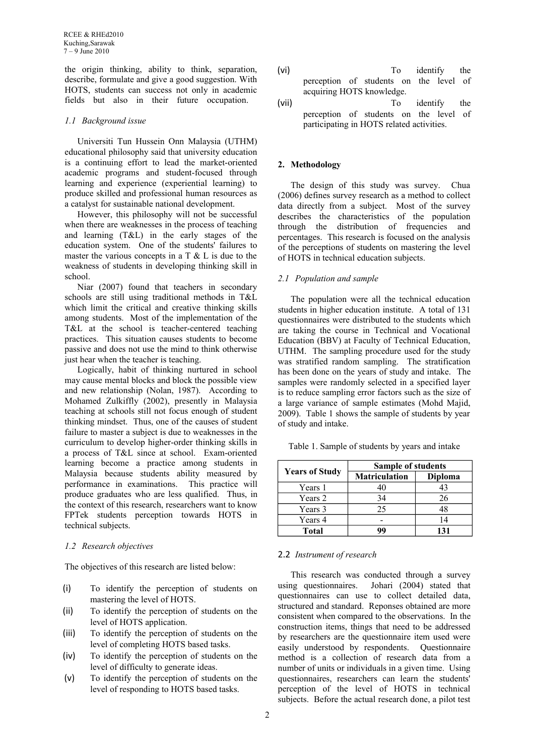the origin thinking, ability to think, separation, describe, formulate and give a good suggestion. With HOTS, students can success not only in academic fields but also in their future occupation.

### *1.1 Background issue*

Universiti Tun Hussein Onn Malaysia (UTHM) educational philosophy said that university education is a continuing effort to lead the market-oriented academic programs and student-focused through learning and experience (experiential learning) to produce skilled and professional human resources as a catalyst for sustainable national development.

However, this philosophy will not be successful when there are weaknesses in the process of teaching and learning (T&L) in the early stages of the education system. One of the students' failures to master the various concepts in a T & L is due to the weakness of students in developing thinking skill in school.

Niar (2007) found that teachers in secondary schools are still using traditional methods in T&L which limit the critical and creative thinking skills among students. Most of the implementation of the T&L at the school is teacher-centered teaching practices. This situation causes students to become passive and does not use the mind to think otherwise just hear when the teacher is teaching.

Logically, habit of thinking nurtured in school may cause mental blocks and block the possible view and new relationship (Nolan, 1987). According to Mohamed Zulkiffly (2002), presently in Malaysia teaching at schools still not focus enough of student thinking mindset. Thus, one of the causes of student failure to master a subject is due to weaknesses in the curriculum to develop higher-order thinking skills in a process of T&L since at school. Exam-oriented learning become a practice among students in Malaysia because students ability measured by performance in examinations. This practice will produce graduates who are less qualified. Thus, in the context of this research, researchers want to know FPTek students perception towards HOTS in technical subjects.

### *1.2 Research objectives*

The objectives of this research are listed below:

(i) To identify the perception of students on mastering the level of HOTS.
(ii) To identify the perception of students on the level of HOTS application.
(iii) To identify the perception of students on the level of completing HOTS based tasks.
(iv) To identify the perception of students on the level of difficulty to generate ideas.
(v) To identify the perception of students on the level of responding to HOTS based tasks.
(vi) To identify the perception of students on the level of acquiring HOTS knowledge.
(vii) To identify the perception of students on the level of participating in HOTS related activities.

## **2. Methodology**

The design of this study was survey. Chua (2006) defines survey research as a method to collect data directly from a subject. Most of the survey describes the characteristics of the population through the distribution of frequencies and percentages. This research is focused on the analysis of the perceptions of students on mastering the level of HOTS in technical education subjects.

### *2.1 Population and sample*

The population were all the technical education students in higher education institute. A total of 131 questionnaires were distributed to the students which are taking the course in Technical and Vocational Education (BBV) at Faculty of Technical Education, UTHM. The sampling procedure used for the study was stratified random sampling. The stratification has been done on the years of study and intake. The samples were randomly selected in a specified layer is to reduce sampling error factors such as the size of a large variance of sample estimates (Mohd Majid, 2009). Table 1 shows the sample of students by year of study and intake.

Table 1. Sample of students by years and intake

| Years of Study | Sample of students | |
|---|---|---|
| | Matriculation | Diploma |
| Years 1 | 40 | 43 |
| Years 2 | 34 | 26 |
| Years 3 | 25 | 48 |
| Years 4 | - | 14 |
| **Total** | **99** | **131** |

### 2.2 *Instrument of research*

This research was conducted through a survey using questionnaires. Johari (2004) stated that questionnaires can use to collect detailed data, structured and standard. Reponses obtained are more consistent when compared to the observations. In the construction items, things that need to be addressed by researchers are the questionnaire item used were easily understood by respondents. Questionnaire method is a collection of research data from a number of units or individuals in a given time. Using questionnaires, researchers can learn the students' perception of the level of HOTS in technical subjects. Before the actual research done, a pilot test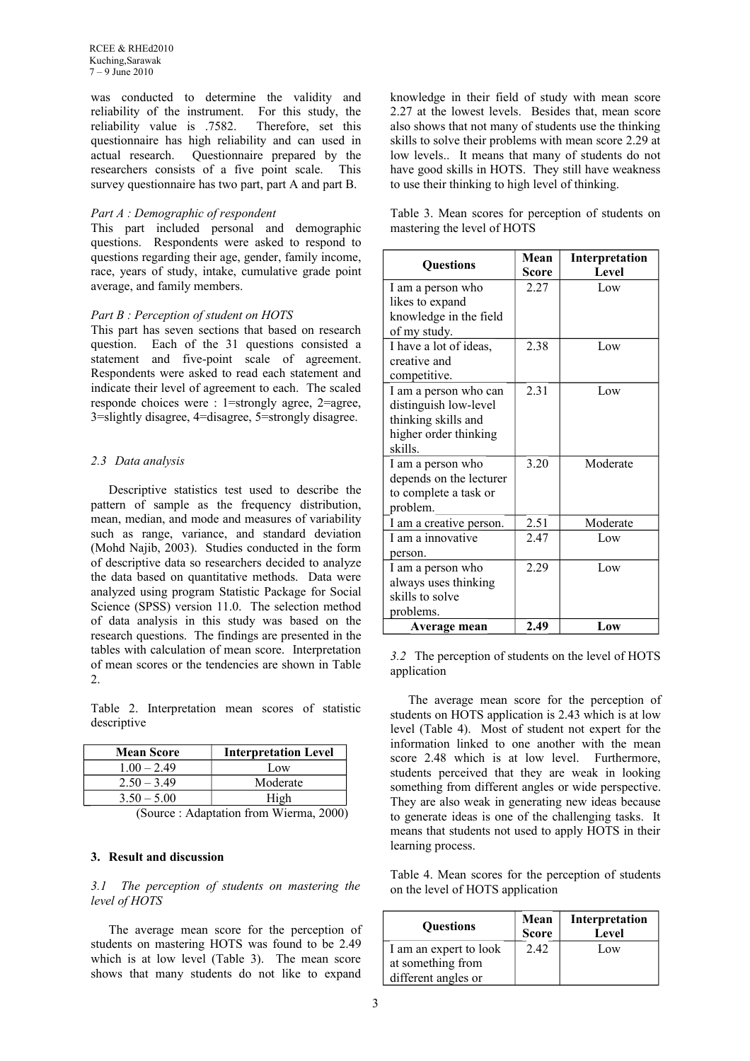was conducted to determine the validity and reliability of the instrument. For this study, the reliability value is .7582. Therefore, set this questionnaire has high reliability and can used in actual research. Questionnaire prepared by the researchers consists of a five point scale. This survey questionnaire has two part, part A and part B.

*Part A : Demographic of respondent*

This part included personal and demographic questions. Respondents were asked to respond to questions regarding their age, gender, family income, race, years of study, intake, cumulative grade point average, and family members.

*Part B : Perception of student on HOTS*

This part has seven sections that based on research question. Each of the 31 questions consisted a statement and five-point scale of agreement. Respondents were asked to read each statement and indicate their level of agreement to each. The scaled responde choices were : 1=strongly agree, 2=agree, 3=slightly disagree, 4=disagree, 5=strongly disagree.

### *2.3 Data analysis*

Descriptive statistics test used to describe the pattern of sample as the frequency distribution, mean, median, and mode and measures of variability such as range, variance, and standard deviation (Mohd Najib, 2003). Studies conducted in the form of descriptive data so researchers decided to analyze the data based on quantitative methods. Data were analyzed using program Statistic Package for Social Science (SPSS) version 11.0. The selection method of data analysis in this study was based on the research questions. The findings are presented in the tables with calculation of mean score. Interpretation of mean scores or the tendencies are shown in Table 2.

Table 2. Interpretation mean scores of statistic descriptive

| Mean Score | Interpretation Level |
|---|---|
| 1.00 – 2.49 | Low |
| 2.50 – 3.49 | Moderate |
| 3.50 – 5.00 | High |

(Source : Adaptation from Wierma, 2000)

## 3. Result and discussion

### *3.1 The perception of students on mastering the level of HOTS*

The average mean score for the perception of students on mastering HOTS was found to be 2.49 which is at low level (Table 3). The mean score shows that many students do not like to expand knowledge in their field of study with mean score 2.27 at the lowest levels. Besides that, mean score also shows that not many of students use the thinking skills to solve their problems with mean score 2.29 at low levels.. It means that many of students do not have good skills in HOTS. They still have weakness to use their thinking to high level of thinking.

Table 3. Mean scores for perception of students on mastering the level of HOTS

| Questions | Mean Score | Interpretation Level |
|---|---|---|
| I am a person who likes to expand knowledge in the field of my study. | 2.27 | Low |
| I have a lot of ideas, creative and competitive. | 2.38 | Low |
| I am a person who can distinguish low-level thinking skills and higher order thinking skills. | 2.31 | Low |
| I am a person who depends on the lecturer to complete a task or problem. | 3.20 | Moderate |
| I am a creative person. | 2.51 | Moderate |
| I am a innovative person. | 2.47 | Low |
| I am a person who always uses thinking skills to solve problems. | 2.29 | Low |
| **Average mean** | **2.49** | **Low** |

### *3.2 The perception of students on the level of HOTS application*

The average mean score for the perception of students on HOTS application is 2.43 which is at low level (Table 4). Most of student not expert for the information linked to one another with the mean score 2.48 which is at low level. Furthermore, students perceived that they are weak in looking something from different angles or wide perspective. They are also weak in generating new ideas because to generate ideas is one of the challenging tasks. It means that students not used to apply HOTS in their learning process.

Table 4. Mean scores for the perception of students on the level of HOTS application

| Questions | Mean Score | Interpretation Level |
|---|---|---|
| I am an expert to look at something from different angles or | 2.42 | Low |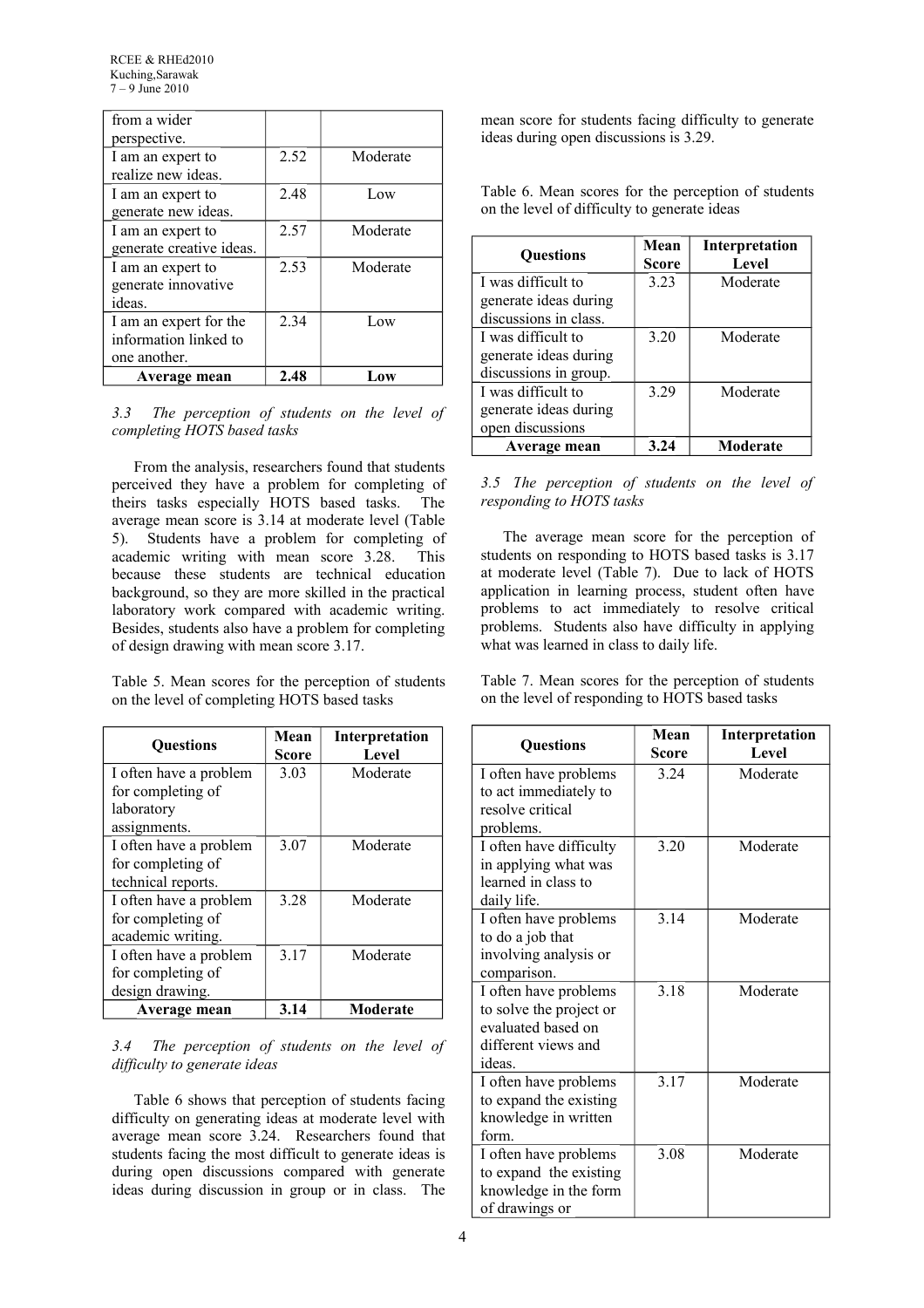| | | |
|---|---|---|
| from a wider perspective. | | |
| I am an expert to realize new ideas. | 2.52 | Moderate |
| I am an expert to generate new ideas. | 2.48 | Low |
| I am an expert to generate creative ideas. | 2.57 | Moderate |
| I am an expert to generate innovative ideas. | 2.53 | Moderate |
| I am an expert for the information linked to one another. | 2.34 | Low |
| **Average mean** | **2.48** | **Low** |

### *3.3 The perception of students on the level of completing HOTS based tasks*

From the analysis, researchers found that students perceived they have a problem for completing of theirs tasks especially HOTS based tasks. The average mean score is 3.14 at moderate level (Table 5). Students have a problem for completing of academic writing with mean score 3.28. This because these students are technical education background, so they are more skilled in the practical laboratory work compared with academic writing. Besides, students also have a problem for completing of design drawing with mean score 3.17.

Table 5. Mean scores for the perception of students on the level of completing HOTS based tasks

| Questions | Mean Score | Interpretation Level |
|---|---|---|
| I often have a problem for completing of laboratory assignments. | 3.03 | Moderate |
| I often have a problem for completing of technical reports. | 3.07 | Moderate |
| I often have a problem for completing of academic writing. | 3.28 | Moderate |
| I often have a problem for completing of design drawing. | 3.17 | Moderate |
| **Average mean** | **3.14** | **Moderate** |

### *3.4 The perception of students on the level of difficulty to generate ideas*

Table 6 shows that perception of students facing difficulty on generating ideas at moderate level with average mean score 3.24. Researchers found that students facing the most difficult to generate ideas is during open discussions compared with generate ideas during discussion in group or in class. The mean score for students facing difficulty to generate ideas during open discussions is 3.29.

Table 6. Mean scores for the perception of students on the level of difficulty to generate ideas

| Questions | Mean Score | Interpretation Level |
|---|---|---|
| I was difficult to generate ideas during discussions in class. | 3.23 | Moderate |
| I was difficult to generate ideas during discussions in group. | 3.20 | Moderate |
| I was difficult to generate ideas during open discussions | 3.29 | Moderate |
| **Average mean** | **3.24** | **Moderate** |

### *3.5 The perception of students on the level of responding to HOTS tasks*

The average mean score for the perception of students on responding to HOTS based tasks is 3.17 at moderate level (Table 7). Due to lack of HOTS application in learning process, student often have problems to act immediately to resolve critical problems. Students also have difficulty in applying what was learned in class to daily life.

Table 7. Mean scores for the perception of students on the level of responding to HOTS based tasks

| Questions | Mean Score | Interpretation Level |
|---|---|---|
| I often have problems to act immediately to resolve critical problems. | 3.24 | Moderate |
| I often have difficulty in applying what was learned in class to daily life. | 3.20 | Moderate |
| I often have problems to do a job that involving analysis or comparison. | 3.14 | Moderate |
| I often have problems to solve the project or evaluated based on different views and ideas. | 3.18 | Moderate |
| I often have problems to expand the existing knowledge in written form. | 3.17 | Moderate |
| I often have problems to expand the existing knowledge in the form of drawings or | 3.08 | Moderate |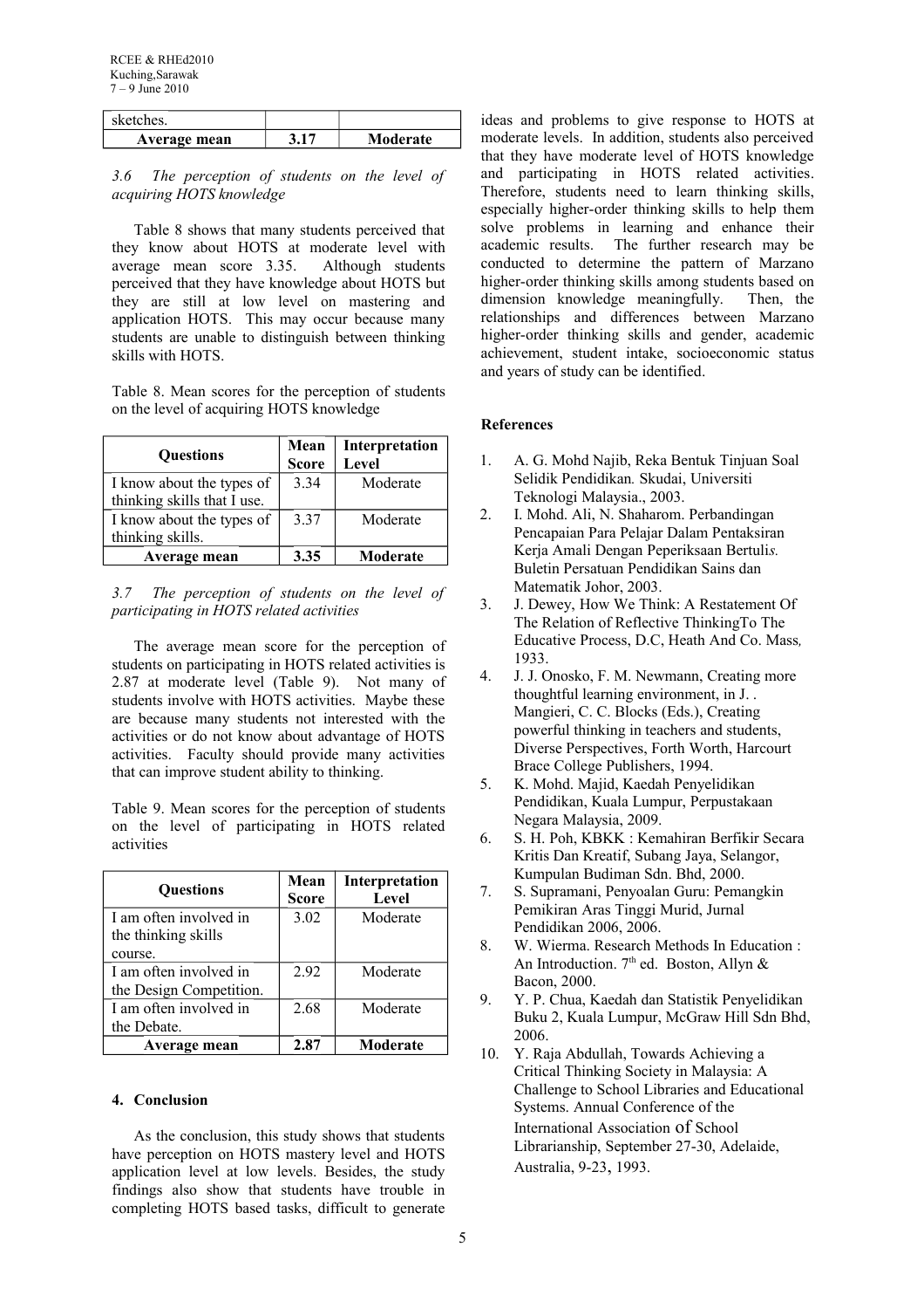| sketches. | | |
|---|---|---|
| **Average mean** | **3.17** | **Moderate** |

*3.6 The perception of students on the level of acquiring HOTS knowledge*

Table 8 shows that many students perceived that they know about HOTS at moderate level with average mean score 3.35. Although students perceived that they have knowledge about HOTS but they are still at low level on mastering and application HOTS. This may occur because many students are unable to distinguish between thinking skills with HOTS.

Table 8. Mean scores for the perception of students on the level of acquiring HOTS knowledge

| Questions | Mean Score | Interpretation Level |
|---|---|---|
| I know about the types of thinking skills that I use. | 3.34 | Moderate |
| I know about the types of thinking skills. | 3.37 | Moderate |
| **Average mean** | **3.35** | **Moderate** |

*3.7 The perception of students on the level of participating in HOTS related activities*

The average mean score for the perception of students on participating in HOTS related activities is 2.87 at moderate level (Table 9). Not many of students involve with HOTS activities. Maybe these are because many students not interested with the activities or do not know about advantage of HOTS activities. Faculty should provide many activities that can improve student ability to thinking.

Table 9. Mean scores for the perception of students on the level of participating in HOTS related activities

| Questions | Mean Score | Interpretation Level |
|---|---|---|
| I am often involved in the thinking skills course. | 3.02 | Moderate |
| I am often involved in the Design Competition. | 2.92 | Moderate |
| I am often involved in the Debate. | 2.68 | Moderate |
| **Average mean** | **2.87** | **Moderate** |

## 4. Conclusion

As the conclusion, this study shows that students have perception on HOTS mastery level and HOTS application level at low levels. Besides, the study findings also show that students have trouble in completing HOTS based tasks, difficult to generate ideas and problems to give response to HOTS at moderate levels. In addition, students also perceived that they have moderate level of HOTS knowledge and participating in HOTS related activities. Therefore, students need to learn thinking skills, especially higher-order thinking skills to help them solve problems in learning and enhance their academic results. The further research may be conducted to determine the pattern of Marzano higher-order thinking skills among students based on dimension knowledge meaningfully. Then, the relationships and differences between Marzano higher-order thinking skills and gender, academic achievement, student intake, socioeconomic status and years of study can be identified.

## References

1. A. G. Mohd Najib, Reka Bentuk Tinjuan Soal Selidik Pendidikan*.* Skudai, Universiti Teknologi Malaysia., 2003.
2. I. Mohd. Ali, N. Shaharom. Perbandingan Pencapaian Para Pelajar Dalam Pentaksiran Kerja Amali Dengan Peperiksaan Bertuli*s.* Buletin Persatuan Pendidikan Sains dan Matematik Johor, 2003.
3. J. Dewey, How We Think: A Restatement Of The Relation of Reflective ThinkingTo The Educative Process, D.C, Heath And Co. Mass*,* 1933.
4. J. J. Onosko, F. M. Newmann, Creating more thoughtful learning environment, in J. . Mangieri, C. C. Blocks (Eds.), Creating powerful thinking in teachers and students, Diverse Perspectives, Forth Worth, Harcourt Brace College Publishers, 1994.
5. K. Mohd. Majid, Kaedah Penyelidikan Pendidikan, Kuala Lumpur, Perpustakaan Negara Malaysia, 2009.
6. S. H. Poh, KBKK : Kemahiran Berfikir Secara Kritis Dan Kreatif, Subang Jaya, Selangor, Kumpulan Budiman Sdn. Bhd, 2000.
7. S. Supramani, Penyoalan Guru: Pemangkin Pemikiran Aras Tinggi Murid, Jurnal Pendidikan 2006, 2006.
8. W. Wierma. Research Methods In Education : An Introduction. 7th ed. Boston, Allyn & Bacon, 2000.
9. Y. P. Chua, Kaedah dan Statistik Penyelidikan Buku 2, Kuala Lumpur, McGraw Hill Sdn Bhd, 2006.
10. Y. Raja Abdullah, Towards Achieving a Critical Thinking Society in Malaysia: A Challenge to School Libraries and Educational Systems. Annual Conference of the International Association of School Librarianship, September 27-30, Adelaide, Australia, 9-23, 1993.